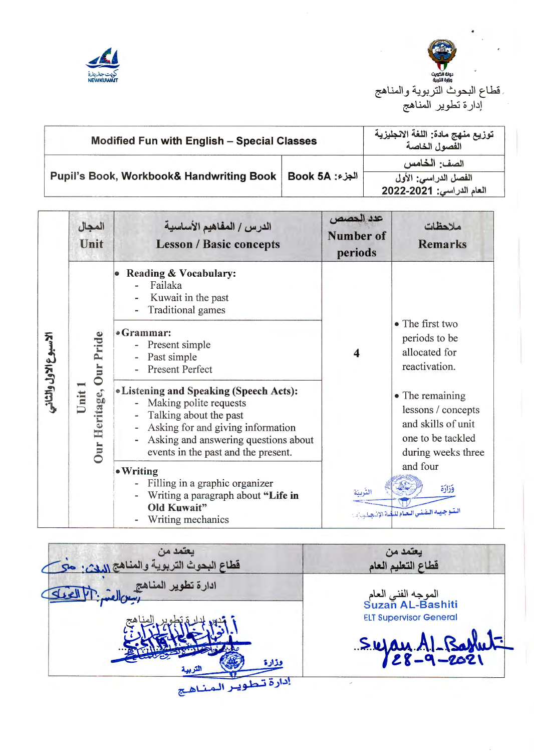قطاع البحوث التربوية والمناهج
إدارة تطوير المناهج

| Modified Fun with English – Special Classes | | توزيع منهج مادة: اللغة الانجليزية الفصول الخاصة |
|---|---|---|
| Pupil's Book, Workbook& Handwriting Book | الجزء: Book 5A | الصف: الخامس<br>الفصل الدراسي: الأول<br>العام الدراسي: 2022-2021 |

| | المجال<br>Unit | الدرس / المفاهيم الأساسية<br>Lesson / Basic concepts | عدد الحصص<br>Number of periods | ملاحظات<br>Remarks |
|---|---|---|---|---|
| الأسبوع الأول والثاني | Unit 1<br>Our Heritage, Our Pride | • **Reading & Vocabulary:**<br>- Failaka<br>- Kuwait in the past<br>- Traditional games<br>• **Grammar:**<br>- Present simple<br>- Past simple<br>- Present Perfect<br>• **Listening and Speaking (Speech Acts):**<br>- Making polite requests<br>- Talking about the past<br>- Asking for and giving information<br>- Asking and answering questions about events in the past and the present.<br>• **Writing**<br>- Filling in a graphic organizer<br>- Writing a paragraph about **"Life in Old Kuwait"**<br>- Writing mechanics | 4 | • The first two periods to be allocated for reactivation.<br>• The remaining lessons / concepts and skills of unit one to be tackled during weeks three and four |

| يعتمد من<br>قطاع البحوث التربوية والمناهج | يعتمد من<br>قطاع التعليم العام |
|---|---|
| ادارة تطوير المناهج | الموجه الفني العام<br>Suzan AL-Bashiti<br>ELT Supervisor General |
| مدير إدارة تطوير المناهج | 28-9-2021 |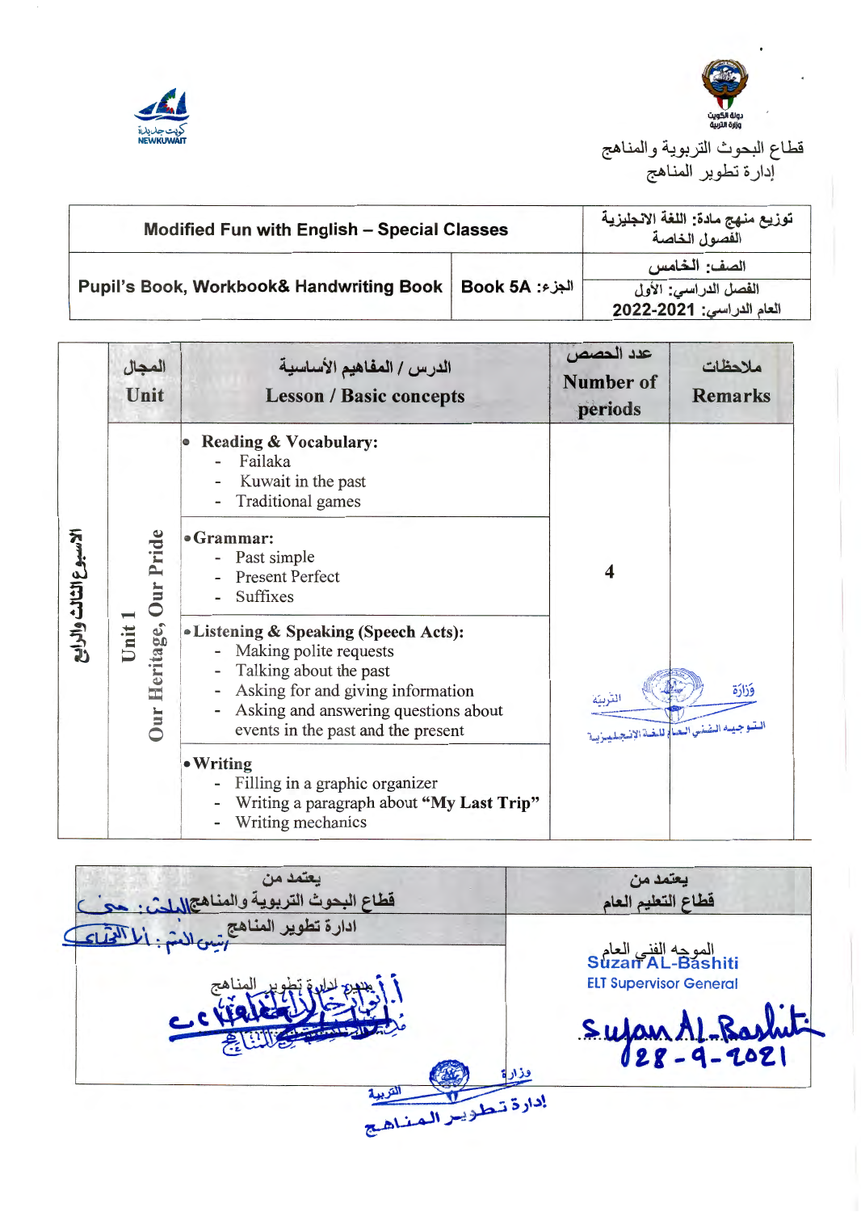قطاع البحوث التربوية والمناهج

إدارة تطوير المناهج

| Modified Fun with English – Special Classes | | توزيع منهج مادة: اللغة الانجليزية الفصول الخاصة |
|---|---|---|
| Pupil's Book, Workbook& Handwriting Book | الجزء: Book 5A | الصف: الخامس |
| | | الفصل الدراسي: الأول العام الدراسي: 2022-2021 |

| | المجال Unit | الدرس / المفاهيم الأساسية Lesson / Basic concepts | عدد الحصص Number of periods | ملاحظات Remarks |
|---|---|---|---|---|
| الأسبوع الثالث والرابع | Unit 1 Our Heritage, Our Pride | • **Reading & Vocabulary:**<br>- Failaka<br>- Kuwait in the past<br>- Traditional games | 4 | |
| | | • **Grammar:**<br>- Past simple<br>- Present Perfect<br>- Suffixes | | |
| | | • **Listening & Speaking (Speech Acts):**<br>- Making polite requests<br>- Talking about the past<br>- Asking for and giving information<br>- Asking and answering questions about events in the past and the present | | |
| | | • **Writing**<br>- Filling in a graphic organizer<br>- Writing a paragraph about **"My Last Trip"**<br>- Writing mechanics | | |

| يعتمد من قطاع البحوث التربوية والمناهج إدارة تطوير المناهج | يعتمد من قطاع التعليم العام |
|---|---|
| مدير إدارة تطوير المناهج | الموجه الفني العام Suzan AL-Bashiti ELT Supervisor General 28-9-2021 |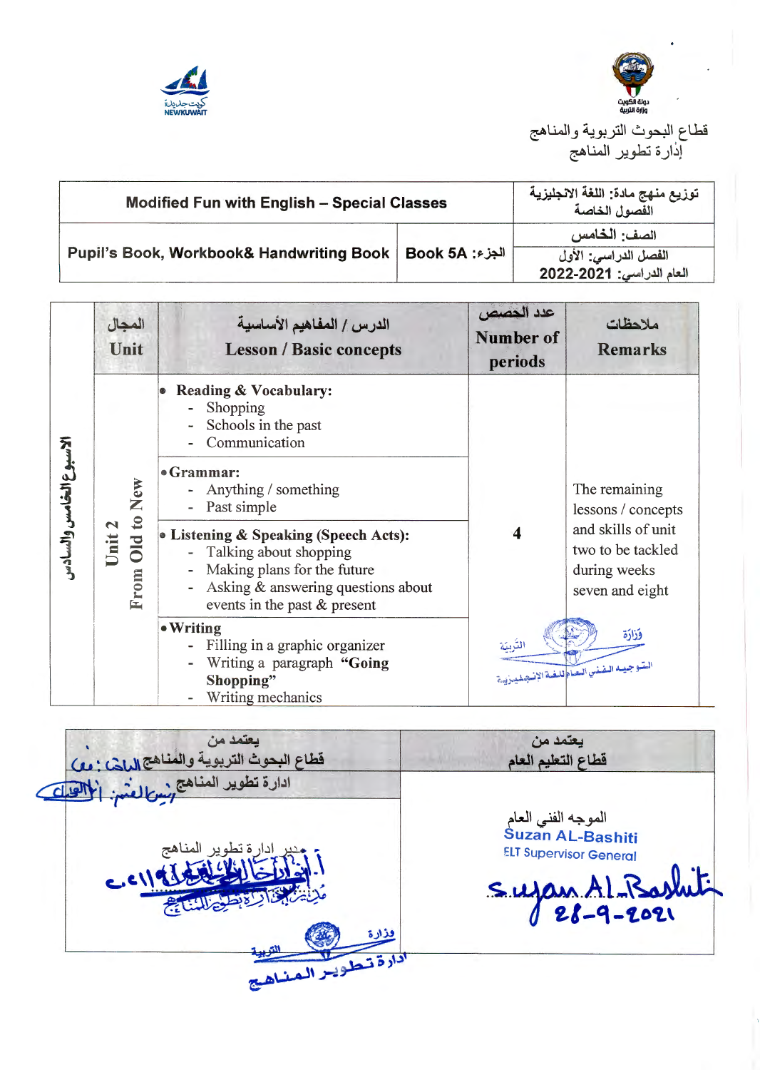قطاع البحوث التربوية والمناهج
إدارة تطوير المناهج

| Modified Fun with English – Special Classes | | توزيع منهج مادة: اللغة الانجليزية الفصول الخاصة |
|---|---|---|
| Pupil's Book, Workbook& Handwriting Book | Book 5A :الجزء | الصف: الخامس<br>الفصل الدراسي: الأول<br>العام الدراسي: 2022-2021 |

| | المجال Unit | الدرس / المفاهيم الأساسية Lesson / Basic concepts | عدد الحصص Number of periods | ملاحظات Remarks |
|---|---|---|---|---|
| الأسبوع الخامس والسادس | Unit 2 From Old to New | • **Reading & Vocabulary:**<br>- Shopping<br>- Schools in the past<br>- Communication | 4 | The remaining lessons / concepts and skills of unit two to be tackled during weeks seven and eight |
| | | • **Grammar:**<br>- Anything / something<br>- Past simple | | |
| | | • **Listening & Speaking (Speech Acts):**<br>- Talking about shopping<br>- Making plans for the future<br>- Asking & answering questions about events in the past & present | | |
| | | • **Writing**<br>- Filling in a graphic organizer<br>- Writing a paragraph **"Going Shopping"**<br>- Writing mechanics | | |

| يعتمد من قطاع البحوث التربوية والمناهج | يعتمد من قطاع التعليم العام |
|---|---|
| ادارة تطوير المناهج | الموجه الفني العام<br>Suzan AL-Bashiti<br>ELT Supervisor General<br>28-9-2021 |
| مدير ادارة تطوير المناهج | |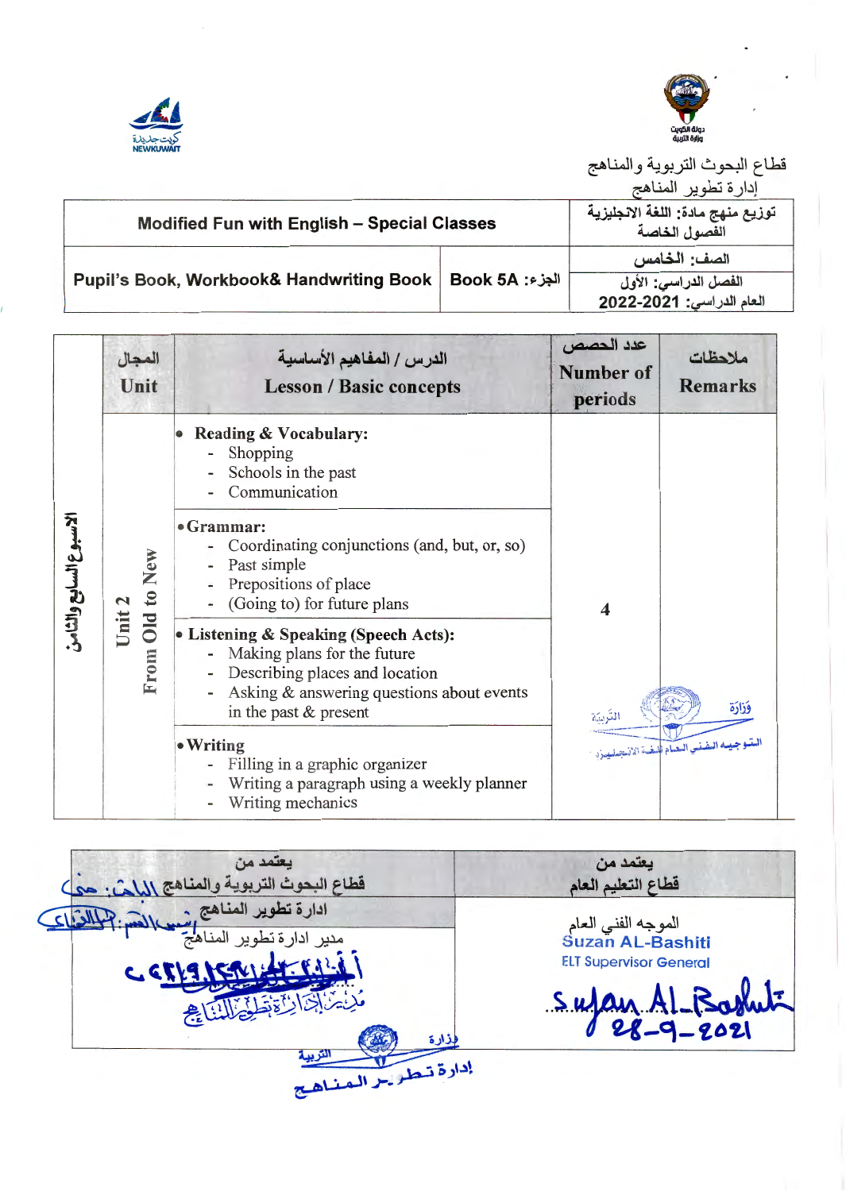قطاع البحوث التربوية والمناهج

إدارة تطوير المناهج

| Modified Fun with English – Special Classes | | توزيع منهج مادة: اللغة الانجليزية الفصول الخاصة |
|---|---|---|
| Pupil's Book, Workbook& Handwriting Book | الجزء: Book 5A | الصف: الخامس |
| | | الفصل الدراسي: الأول |
| | | العام الدراسي: 2022-2021 |

| | المجال Unit | الدرس / المفاهيم الأساسية Lesson / Basic concepts | عدد الحصص Number of periods | ملاحظات Remarks |
|---|---|---|---|---|
| الأسبوع السابع والثامن | Unit 2 From Old to New | • **Reading & Vocabulary:** - Shopping - Schools in the past - Communication | 4 | |
| | | • **Grammar:** - Coordinating conjunctions (and, but, or, so) - Past simple - Prepositions of place - (Going to) for future plans | | |
| | | • **Listening & Speaking (Speech Acts):** - Making plans for the future - Describing places and location - Asking & answering questions about events in the past & present | | |
| | | • **Writing** - Filling in a graphic organizer - Writing a paragraph using a weekly planner - Writing mechanics | | |

| يعتمد من قطاع التعليم العام | يعتمد من قطاع البحوث التربوية والمناهج |
|---|---|
| الموجه الفني العام Suzan AL-Bashiti ELT Supervisor General | ادارة تطوير المناهج |
| Suzan Al-Bashiti 28-9-2021 | مدير ادارة تطوير المناهج |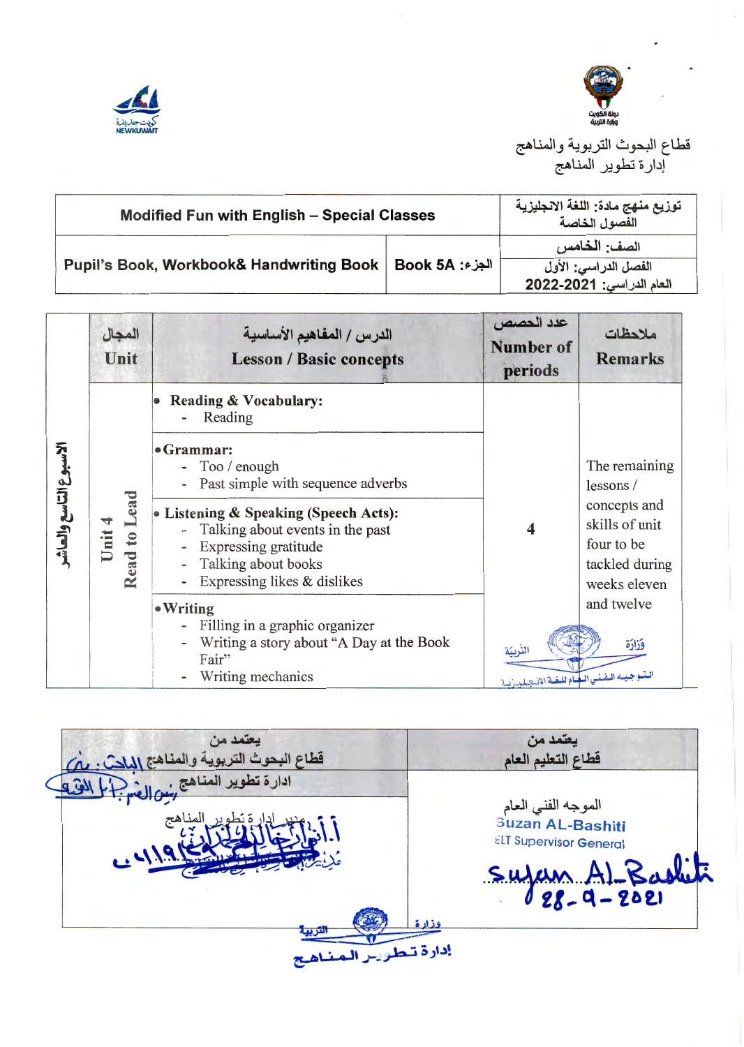قطاع البحوث التربوية والمناهج
إدارة تطوير المناهج

| Modified Fun with English – Special Classes | | توزيع منهج مادة: اللغة الانجليزية الفصول الخاصة |
|---|---|---|
| Pupil's Book, Workbook& Handwriting Book | Book 5A :الجزء | الصف: الخامس<br>الفصل الدراسي: الأول<br>العام الدراسي: 2022-2021 |

| | المجال Unit | الدرس / المفاهيم الأساسية Lesson / Basic concepts | عدد الحصص Number of periods | ملاحظات Remarks |
|---|---|---|---|---|
| الأسبوع التاسع والعاشر | Unit 4 Read to Lead | • **Reading & Vocabulary:**<br>- Reading | 4 | The remaining lessons / concepts and skills of unit four to be tackled during weeks eleven and twelve |
| | | • **Grammar:**<br>- Too / enough<br>- Past simple with sequence adverbs | | |
| | | • **Listening & Speaking (Speech Acts):**<br>- Talking about events in the past<br>- Expressing gratitude<br>- Talking about books<br>- Expressing likes & dislikes | | |
| | | • **Writing**<br>- Filling in a graphic organizer<br>- Writing a story about "A Day at the Book Fair"<br>- Writing mechanics | | |

| يعتمد من قطاع البحوث التربوية والمناهج | يعتمد من قطاع التعليم العام |
|---|---|
| ادارة تطوير المناهج | |
| مدير إدارة تطوير المناهج<br>أ. أنوار خالد الدلال | الموجه الفني العام<br>Suzan AL-Bashiti<br>ELT Supervisor General<br>Suzan Al-Bashiti<br>28-9-2021 |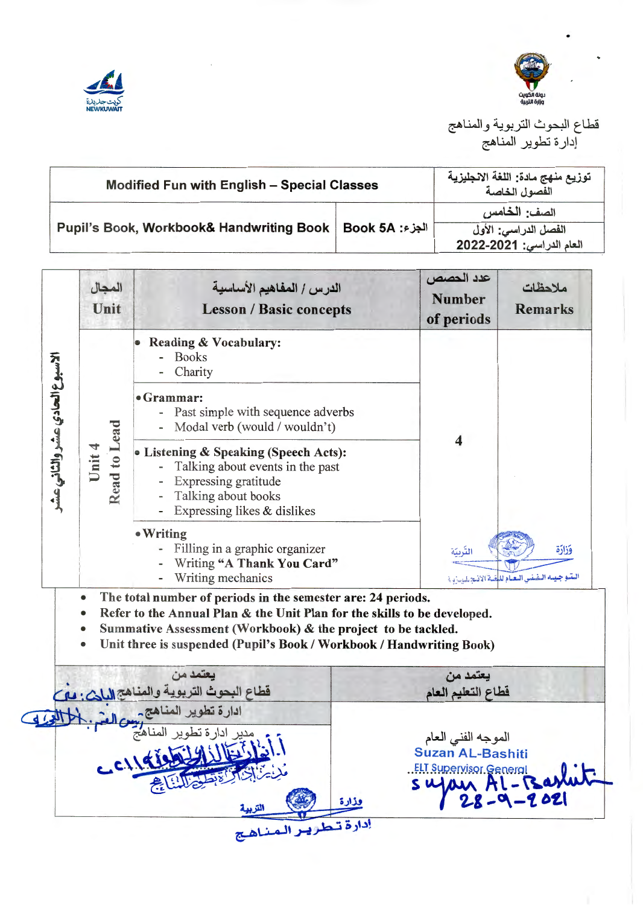قطاع البحوث التربوية والمناهج
إدارة تطوير المناهج

| Modified Fun with English – Special Classes | | توزيع منهج مادة: اللغة الانجليزية الفصول الخاصة |
|---|---|---|
| | | الصف: الخامس |
| Pupil's Book, Workbook& Handwriting Book | الجزء: Book 5A | الفصل الدراسي: الأول العام الدراسي: 2022-2021 |

| | المجال Unit | الدرس / المفاهيم الأساسية Lesson / Basic concepts | عدد الحصص Number of periods | ملاحظات Remarks |
|---|---|---|---|---|
| الأسبوع الحادي عشر والثاني عشر | Unit 4 Read to Lead | • **Reading & Vocabulary:** - Books - Charity | 4 | |
| | | • **Grammar:** - Past simple with sequence adverbs - Modal verb (would / wouldn't) | | |
| | | • **Listening & Speaking (Speech Acts):** - Talking about events in the past - Expressing gratitude - Talking about books - Expressing likes & dislikes | | |
| | | • **Writing** - Filling in a graphic organizer - Writing **"A Thank You Card"** - Writing mechanics | | وزارة التربية التوجيه الفني العام للغة الانجليزية |

- **The total number of periods in the semester are: 24 periods.**
- **Refer to the Annual Plan & the Unit Plan for the skills to be developed.**
- **Summative Assessment (Workbook) & the project to be tackled.**
- **Unit three is suspended (Pupil's Book / Workbook / Handwriting Book)**

| يعتمد من قطاع البحوث التربوية والمناهج | يعتمد من قطاع التعليم العام |
|---|---|
| ادارة تطوير المناهج | |
| مدير ادارة تطوير المناهج | الموجه الفني العام Suzan AL-Bashiti ELT Supervisor General Suzan Al-Bashiti 28-9-2021 |

وزارة التربية
إدارة تطوير المناهج